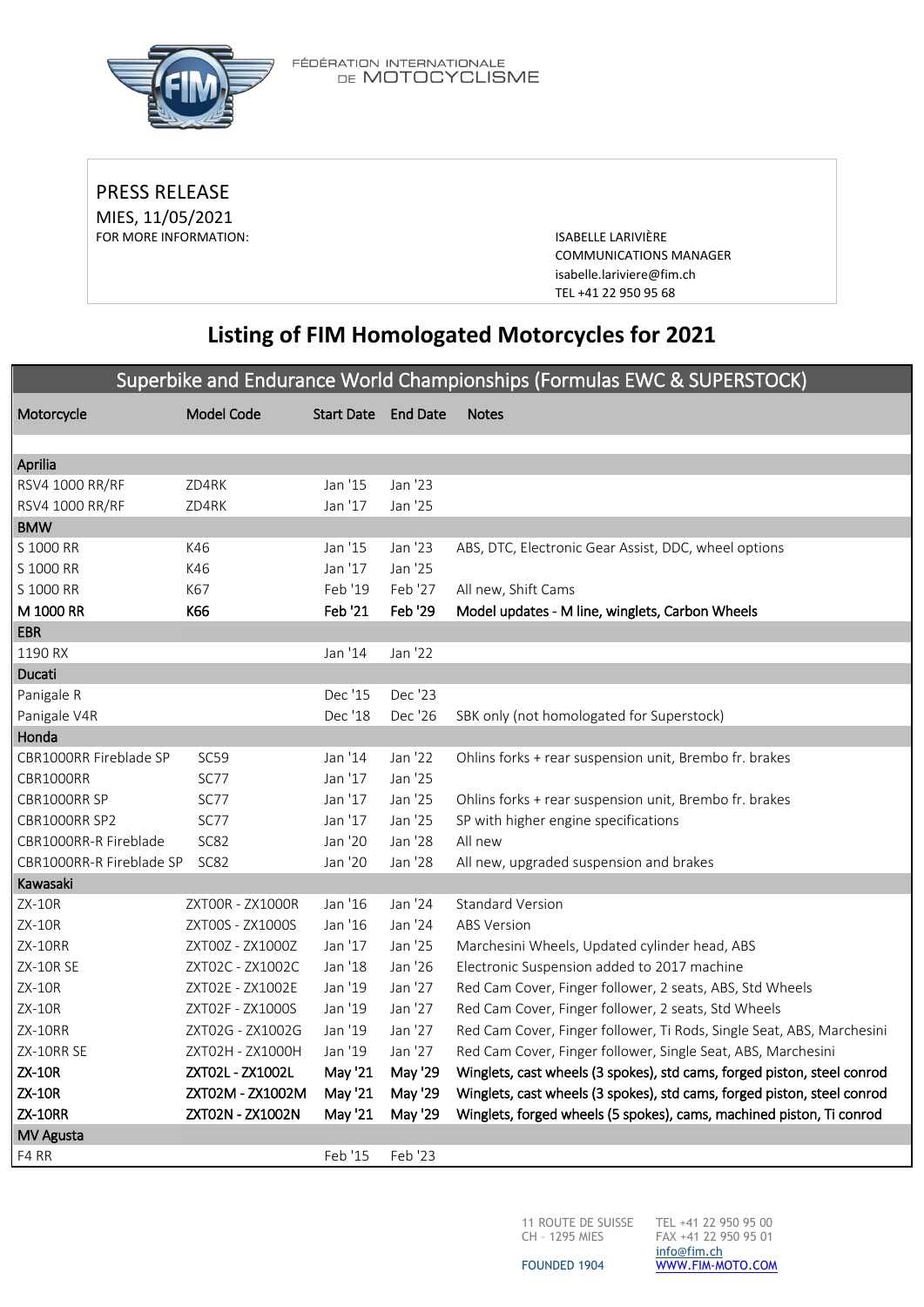FÉDÉRATION INTERNATIONALE DE MOTOCYCLISME

PRESS RELEASE
MIES, 11/05/2021
FOR MORE INFORMATION:

ISABELLE LARIVIÈRE
COMMUNICATIONS MANAGER
isabelle.lariviere@fim.ch
TEL +41 22 950 95 68

# Listing of FIM Homologated Motorcycles for 2021

| Superbike and Endurance World Championships (Formulas EWC & SUPERSTOCK) | | | | |
|---|---|---|---|---|
| Motorcycle | Model Code | Start Date | End Date | Notes |
| **Aprilia** | | | | |
| RSV4 1000 RR/RF | ZD4RK | Jan '15 | Jan '23 | |
| RSV4 1000 RR/RF | ZD4RK | Jan '17 | Jan '25 | |
| **BMW** | | | | |
| S 1000 RR | K46 | Jan '15 | Jan '23 | ABS, DTC, Electronic Gear Assist, DDC, wheel options |
| S 1000 RR | K46 | Jan '17 | Jan '25 | |
| S 1000 RR | K67 | Feb '19 | Feb '27 | All new, Shift Cams |
| **M 1000 RR** | **K66** | **Feb '21** | **Feb '29** | **Model updates - M line, winglets, Carbon Wheels** |
| **EBR** | | | | |
| 1190 RX | | Jan '14 | Jan '22 | |
| **Ducati** | | | | |
| Panigale R | | Dec '15 | Dec '23 | |
| Panigale V4R | | Dec '18 | Dec '26 | SBK only (not homologated for Superstock) |
| **Honda** | | | | |
| CBR1000RR Fireblade SP | SC59 | Jan '14 | Jan '22 | Ohlins forks + rear suspension unit, Brembo fr. brakes |
| CBR1000RR | SC77 | Jan '17 | Jan '25 | |
| CBR1000RR SP | SC77 | Jan '17 | Jan '25 | Ohlins forks + rear suspension unit, Brembo fr. brakes |
| CBR1000RR SP2 | SC77 | Jan '17 | Jan '25 | SP with higher engine specifications |
| CBR1000RR-R Fireblade | SC82 | Jan '20 | Jan '28 | All new |
| CBR1000RR-R Fireblade SP | SC82 | Jan '20 | Jan '28 | All new, upgraded suspension and brakes |
| **Kawasaki** | | | | |
| ZX-10R | ZXT00R - ZX1000R | Jan '16 | Jan '24 | Standard Version |
| ZX-10R | ZXT00S - ZX1000S | Jan '16 | Jan '24 | ABS Version |
| ZX-10RR | ZXT00Z - ZX1000Z | Jan '17 | Jan '25 | Marchesini Wheels, Updated cylinder head, ABS |
| ZX-10R SE | ZXT02C - ZX1002C | Jan '18 | Jan '26 | Electronic Suspension added to 2017 machine |
| ZX-10R | ZXT02E - ZX1002E | Jan '19 | Jan '27 | Red Cam Cover, Finger follower, 2 seats, ABS, Std Wheels |
| ZX-10R | ZXT02F - ZX1000S | Jan '19 | Jan '27 | Red Cam Cover, Finger follower, 2 seats, Std Wheels |
| ZX-10RR | ZXT02G - ZX1002G | Jan '19 | Jan '27 | Red Cam Cover, Finger follower, Ti Rods, Single Seat, ABS, Marchesini |
| ZX-10RR SE | ZXT02H - ZX1000H | Jan '19 | Jan '27 | Red Cam Cover, Finger follower, Single Seat, ABS, Marchesini |
| **ZX-10R** | **ZXT02L - ZX1002L** | **May '21** | **May '29** | **Winglets, cast wheels (3 spokes), std cams, forged piston, steel conrod** |
| **ZX-10R** | **ZXT02M - ZX1002M** | **May '21** | **May '29** | **Winglets, cast wheels (3 spokes), std cams, forged piston, steel conrod** |
| **ZX-10RR** | **ZXT02N - ZX1002N** | **May '21** | **May '29** | **Winglets, forged wheels (5 spokes), cams, machined piston, Ti conrod** |
| **MV Agusta** | | | | |
| F4 RR | | Feb '15 | Feb '23 | |

11 ROUTE DE SUISSE
CH - 1295 MIES

FOUNDED 1904

TEL +41 22 950 95 00
FAX +41 22 950 95 01
info@fim.ch
WWW.FIM-MOTO.COM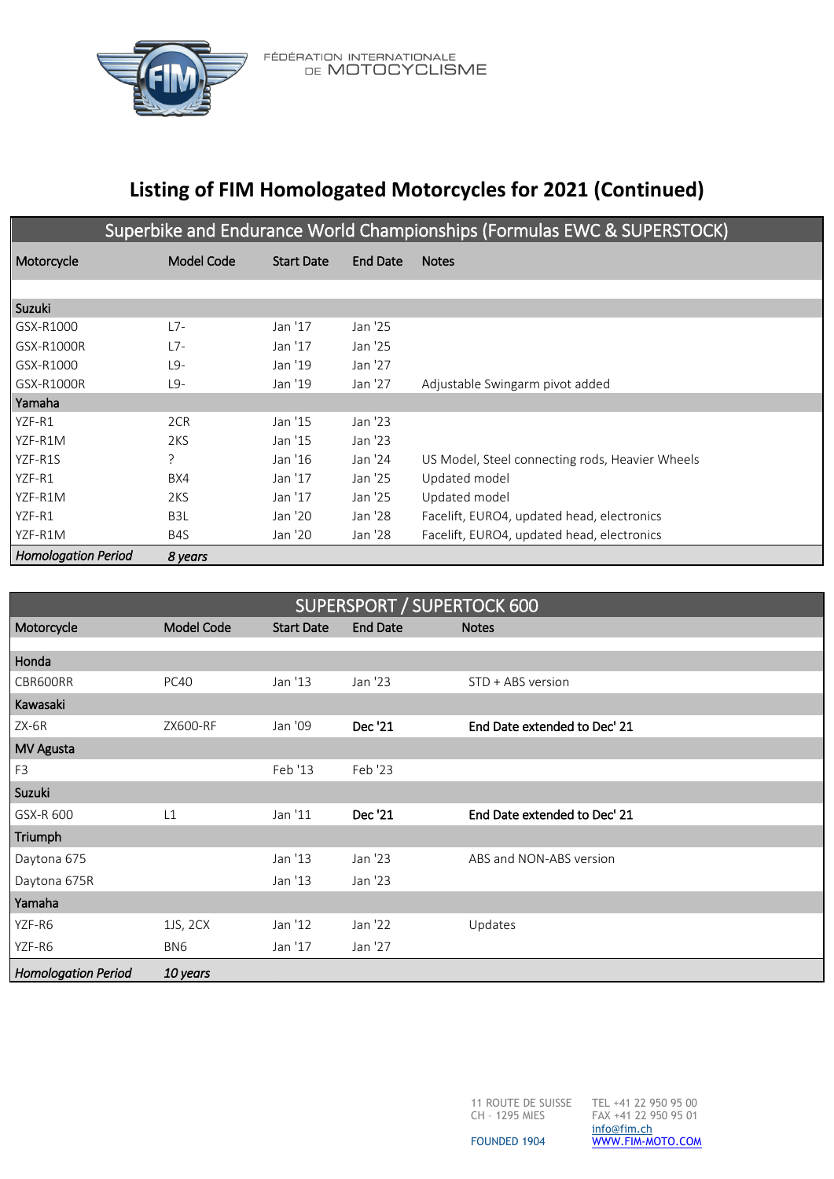FÉDÉRATION INTERNATIONALE DE MOTOCYCLISME

# Listing of FIM Homologated Motorcycles for 2021 (Continued)

| Superbike and Endurance World Championships (Formulas EWC & SUPERSTOCK) | | | | |
|---|---|---|---|---|
| Motorcycle | Model Code | Start Date | End Date | Notes |
| **Suzuki** | | | | |
| GSX-R1000 | L7- | Jan '17 | Jan '25 | |
| GSX-R1000R | L7- | Jan '17 | Jan '25 | |
| GSX-R1000 | L9- | Jan '19 | Jan '27 | |
| GSX-R1000R | L9- | Jan '19 | Jan '27 | Adjustable Swingarm pivot added |
| **Yamaha** | | | | |
| YZF-R1 | 2CR | Jan '15 | Jan '23 | |
| YZF-R1M | 2KS | Jan '15 | Jan '23 | |
| YZF-R1S | ? | Jan '16 | Jan '24 | US Model, Steel connecting rods, Heavier Wheels |
| YZF-R1 | BX4 | Jan '17 | Jan '25 | Updated model |
| YZF-R1M | 2KS | Jan '17 | Jan '25 | Updated model |
| YZF-R1 | B3L | Jan '20 | Jan '28 | Facelift, EURO4, updated head, electronics |
| YZF-R1M | B4S | Jan '20 | Jan '28 | Facelift, EURO4, updated head, electronics |
| ***Homologation Period*** | ***8 years*** | | | |

| SUPERSPORT / SUPERTOCK 600 | | | | |
|---|---|---|---|---|
| Motorcycle | Model Code | Start Date | End Date | Notes |
| **Honda** | | | | |
| CBR600RR | PC40 | Jan '13 | Jan '23 | STD + ABS version |
| **Kawasaki** | | | | |
| ZX-6R | ZX600-RF | Jan '09 | **Dec '21** | **End Date extended to Dec' 21** |
| **MV Agusta** | | | | |
| F3 | | Feb '13 | Feb '23 | |
| **Suzuki** | | | | |
| GSX-R 600 | L1 | Jan '11 | **Dec '21** | **End Date extended to Dec' 21** |
| **Triumph** | | | | |
| Daytona 675 | | Jan '13 | Jan '23 | ABS and NON-ABS version |
| Daytona 675R | | Jan '13 | Jan '23 | |
| **Yamaha** | | | | |
| YZF-R6 | 1JS, 2CX | Jan '12 | Jan '22 | Updates |
| YZF-R6 | BN6 | Jan '17 | Jan '27 | |
| ***Homologation Period*** | ***10 years*** | | | |

11 ROUTE DE SUISSE
CH - 1295 MIES

FOUNDED 1904

TEL +41 22 950 95 00
FAX +41 22 950 95 01
info@fim.ch
WWW.FIM-MOTO.COM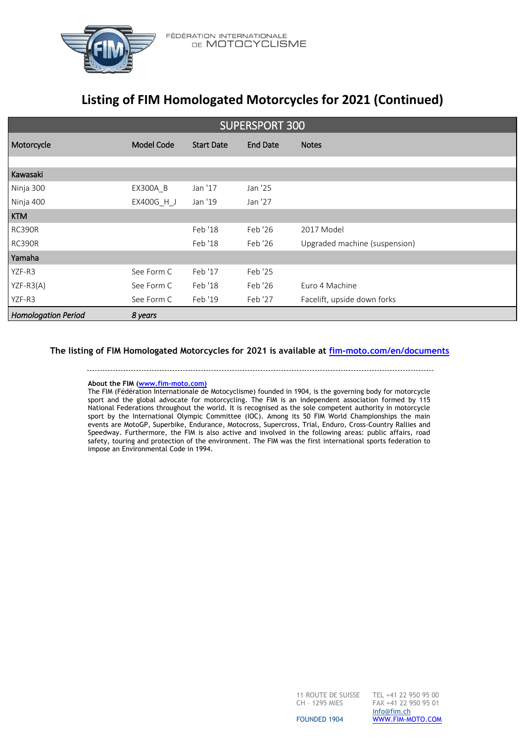FÉDÉRATION INTERNATIONALE DE MOTOCYCLISME

# Listing of FIM Homologated Motorcycles for 2021 (Continued)

| SUPERSPORT 300 | | | | |
|---|---|---|---|---|
| Motorcycle | Model Code | Start Date | End Date | Notes |
| | | | | |
| **Kawasaki** | | | | |
| Ninja 300 | EX300A_B | Jan '17 | Jan '25 | |
| Ninja 400 | EX400G_H_J | Jan '19 | Jan '27 | |
| **KTM** | | | | |
| RC390R | | Feb '18 | Feb '26 | 2017 Model |
| RC390R | | Feb '18 | Feb '26 | Upgraded machine (suspension) |
| **Yamaha** | | | | |
| YZF-R3 | See Form C | Feb '17 | Feb '25 | |
| YZF-R3(A) | See Form C | Feb '18 | Feb '26 | Euro 4 Machine |
| YZF-R3 | See Form C | Feb '19 | Feb '27 | Facelift, upside down forks |
| *Homologation Period* | *8 years* | | | |

**The listing of FIM Homologated Motorcycles for 2021 is available at [fim-moto.com/en/documents](fim-moto.com/en/documents)**

---

**About the FIM ([www.fim-moto.com](www.fim-moto.com))**
The FIM (Fédération Internationale de Motocyclisme) founded in 1904, is the governing body for motorcycle sport and the global advocate for motorcycling. The FIM is an independent association formed by 115 National Federations throughout the world. It is recognised as the sole competent authority in motorcycle sport by the International Olympic Committee (IOC). Among its 50 FIM World Championships the main events are MotoGP, Superbike, Endurance, Motocross, Supercross, Trial, Enduro, Cross-Country Rallies and Speedway. Furthermore, the FIM is also active and involved in the following areas: public affairs, road safety, touring and protection of the environment. The FIM was the first international sports federation to impose an Environmental Code in 1994.

11 ROUTE DE SUISSE
CH – 1295 MIES

FOUNDED 1904

TEL +41 22 950 95 00
FAX +41 22 950 95 01
info@fim.ch
WWW.FIM-MOTO.COM